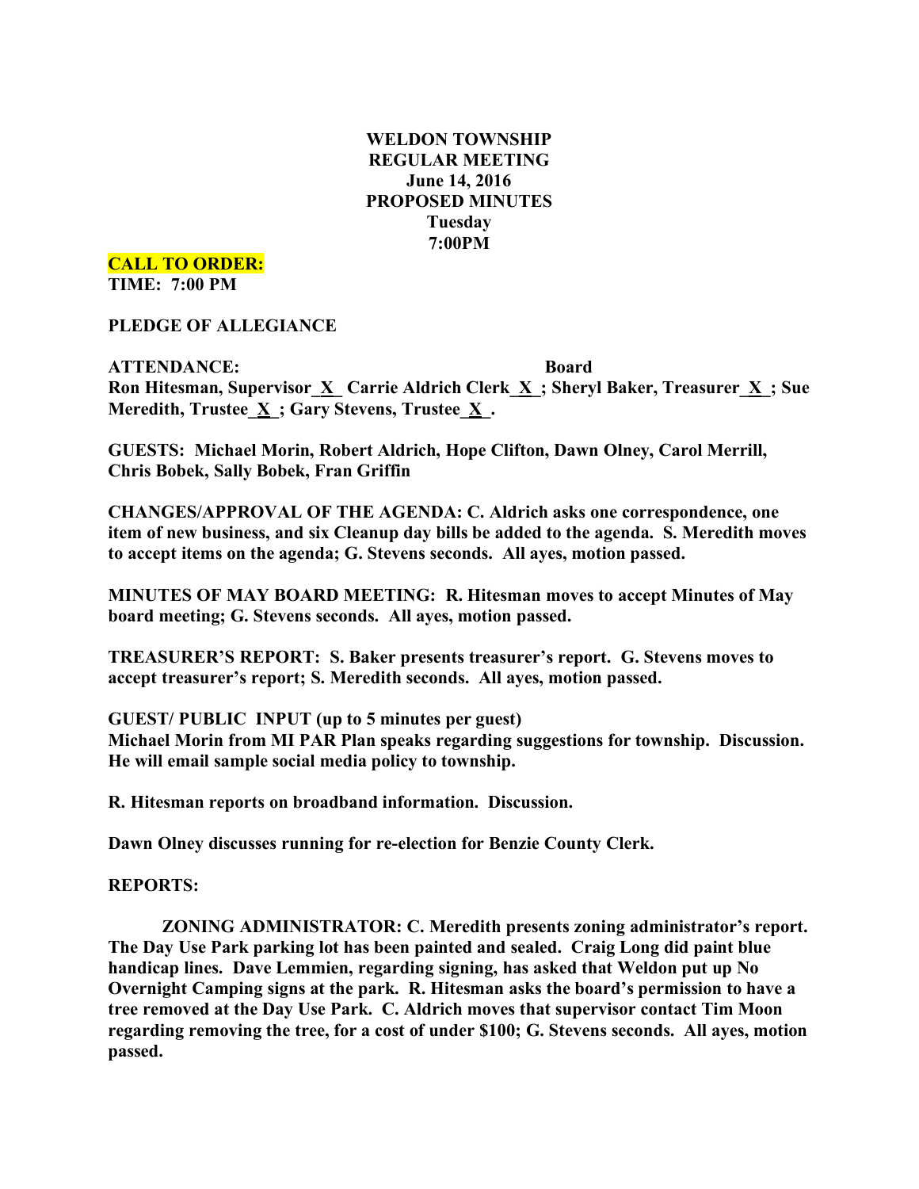# WELDON TOWNSHIP
## REGULAR MEETING
## June 14, 2016
## PROPOSED MINUTES
## Tuesday
## 7:00PM

**CALL TO ORDER:**
**TIME: 7:00 PM**

**PLEDGE OF ALLEGIANCE**

**ATTENDANCE: Board**
**Ron Hitesman, Supervisor_X_ Carrie Aldrich Clerk_X_; Sheryl Baker, Treasurer_X_; Sue Meredith, Trustee_X_; Gary Stevens, Trustee_X_.**

**GUESTS: Michael Morin, Robert Aldrich, Hope Clifton, Dawn Olney, Carol Merrill, Chris Bobek, Sally Bobek, Fran Griffin**

**CHANGES/APPROVAL OF THE AGENDA: C. Aldrich asks one correspondence, one item of new business, and six Cleanup day bills be added to the agenda. S. Meredith moves to accept items on the agenda; G. Stevens seconds. All ayes, motion passed.**

**MINUTES OF MAY BOARD MEETING: R. Hitesman moves to accept Minutes of May board meeting; G. Stevens seconds. All ayes, motion passed.**

**TREASURER'S REPORT: S. Baker presents treasurer's report. G. Stevens moves to accept treasurer's report; S. Meredith seconds. All ayes, motion passed.**

**GUEST/ PUBLIC INPUT (up to 5 minutes per guest)**
**Michael Morin from MI PAR Plan speaks regarding suggestions for township. Discussion. He will email sample social media policy to township.**

**R. Hitesman reports on broadband information. Discussion.**

**Dawn Olney discusses running for re-election for Benzie County Clerk.**

**REPORTS:**

**ZONING ADMINISTRATOR: C. Meredith presents zoning administrator's report. The Day Use Park parking lot has been painted and sealed. Craig Long did paint blue handicap lines. Dave Lemmien, regarding signing, has asked that Weldon put up No Overnight Camping signs at the park. R. Hitesman asks the board's permission to have a tree removed at the Day Use Park. C. Aldrich moves that supervisor contact Tim Moon regarding removing the tree, for a cost of under $100; G. Stevens seconds. All ayes, motion passed.**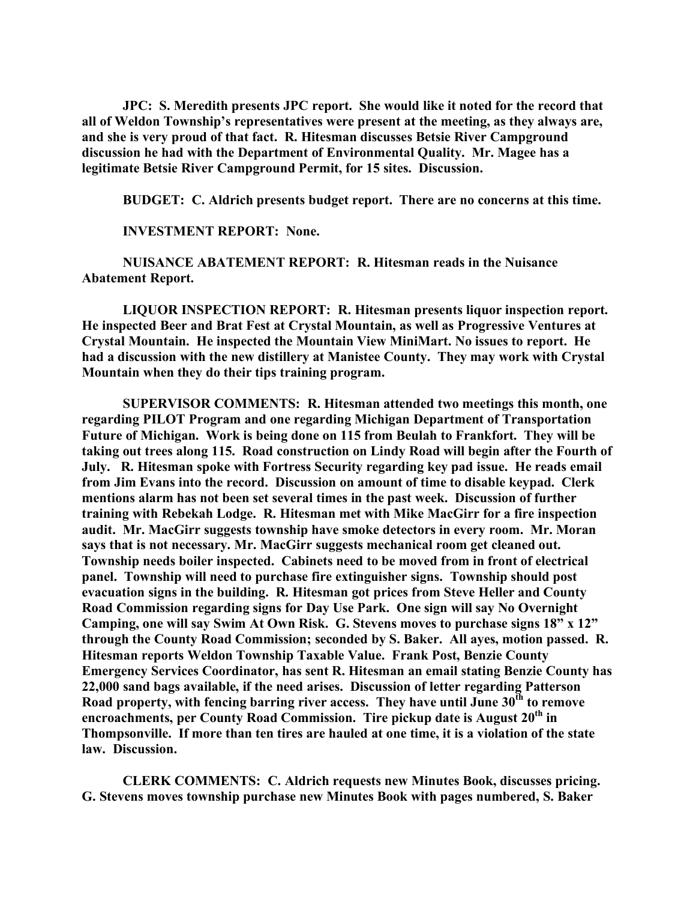**JPC: S. Meredith presents JPC report. She would like it noted for the record that all of Weldon Township's representatives were present at the meeting, as they always are, and she is very proud of that fact. R. Hitesman discusses Betsie River Campground discussion he had with the Department of Environmental Quality. Mr. Magee has a legitimate Betsie River Campground Permit, for 15 sites. Discussion.**

**BUDGET: C. Aldrich presents budget report. There are no concerns at this time.**

**INVESTMENT REPORT: None.**

**NUISANCE ABATEMENT REPORT: R. Hitesman reads in the Nuisance Abatement Report.**

**LIQUOR INSPECTION REPORT: R. Hitesman presents liquor inspection report. He inspected Beer and Brat Fest at Crystal Mountain, as well as Progressive Ventures at Crystal Mountain. He inspected the Mountain View MiniMart. No issues to report. He had a discussion with the new distillery at Manistee County. They may work with Crystal Mountain when they do their tips training program.**

**SUPERVISOR COMMENTS: R. Hitesman attended two meetings this month, one regarding PILOT Program and one regarding Michigan Department of Transportation Future of Michigan. Work is being done on 115 from Beulah to Frankfort. They will be taking out trees along 115. Road construction on Lindy Road will begin after the Fourth of July. R. Hitesman spoke with Fortress Security regarding key pad issue. He reads email from Jim Evans into the record. Discussion on amount of time to disable keypad. Clerk mentions alarm has not been set several times in the past week. Discussion of further training with Rebekah Lodge. R. Hitesman met with Mike MacGirr for a fire inspection audit. Mr. MacGirr suggests township have smoke detectors in every room. Mr. Moran says that is not necessary. Mr. MacGirr suggests mechanical room get cleaned out. Township needs boiler inspected. Cabinets need to be moved from in front of electrical panel. Township will need to purchase fire extinguisher signs. Township should post evacuation signs in the building. R. Hitesman got prices from Steve Heller and County Road Commission regarding signs for Day Use Park. One sign will say No Overnight Camping, one will say Swim At Own Risk. G. Stevens moves to purchase signs 18" x 12" through the County Road Commission; seconded by S. Baker. All ayes, motion passed. R. Hitesman reports Weldon Township Taxable Value. Frank Post, Benzie County Emergency Services Coordinator, has sent R. Hitesman an email stating Benzie County has 22,000 sand bags available, if the need arises. Discussion of letter regarding Patterson Road property, with fencing barring river access. They have until June 30th to remove encroachments, per County Road Commission. Tire pickup date is August 20th in Thompsonville. If more than ten tires are hauled at one time, it is a violation of the state law. Discussion.**

**CLERK COMMENTS: C. Aldrich requests new Minutes Book, discusses pricing. G. Stevens moves township purchase new Minutes Book with pages numbered, S. Baker**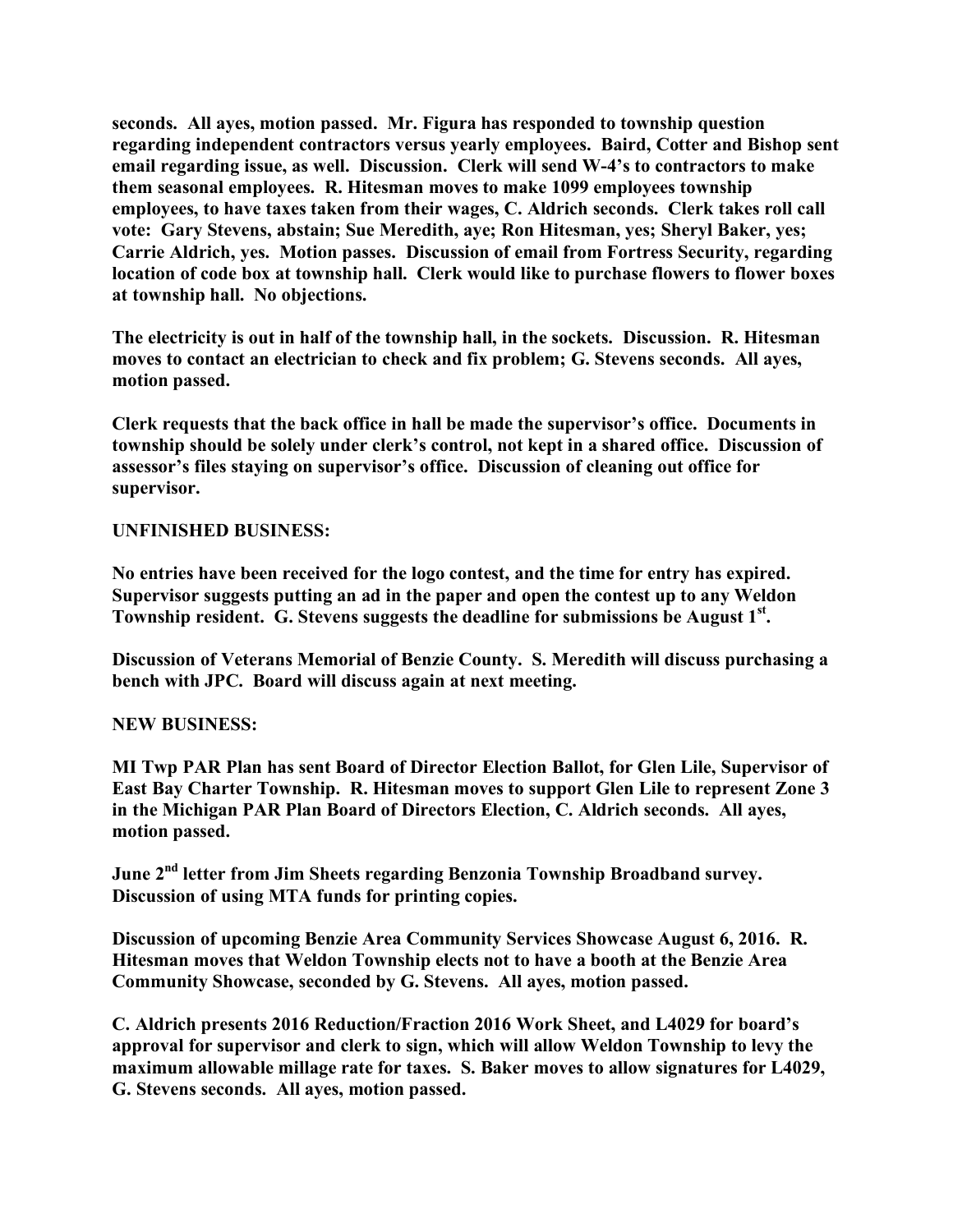**seconds. All ayes, motion passed. Mr. Figura has responded to township question regarding independent contractors versus yearly employees. Baird, Cotter and Bishop sent email regarding issue, as well. Discussion. Clerk will send W-4's to contractors to make them seasonal employees. R. Hitesman moves to make 1099 employees township employees, to have taxes taken from their wages, C. Aldrich seconds. Clerk takes roll call vote: Gary Stevens, abstain; Sue Meredith, aye; Ron Hitesman, yes; Sheryl Baker, yes; Carrie Aldrich, yes. Motion passes. Discussion of email from Fortress Security, regarding location of code box at township hall. Clerk would like to purchase flowers to flower boxes at township hall. No objections.**

**The electricity is out in half of the township hall, in the sockets. Discussion. R. Hitesman moves to contact an electrician to check and fix problem; G. Stevens seconds. All ayes, motion passed.**

**Clerk requests that the back office in hall be made the supervisor's office. Documents in township should be solely under clerk's control, not kept in a shared office. Discussion of assessor's files staying on supervisor's office. Discussion of cleaning out office for supervisor.**

**UNFINISHED BUSINESS:**

**No entries have been received for the logo contest, and the time for entry has expired. Supervisor suggests putting an ad in the paper and open the contest up to any Weldon Township resident. G. Stevens suggests the deadline for submissions be August 1st.**

**Discussion of Veterans Memorial of Benzie County. S. Meredith will discuss purchasing a bench with JPC. Board will discuss again at next meeting.**

**NEW BUSINESS:**

**MI Twp PAR Plan has sent Board of Director Election Ballot, for Glen Lile, Supervisor of East Bay Charter Township. R. Hitesman moves to support Glen Lile to represent Zone 3 in the Michigan PAR Plan Board of Directors Election, C. Aldrich seconds. All ayes, motion passed.**

**June 2nd letter from Jim Sheets regarding Benzonia Township Broadband survey. Discussion of using MTA funds for printing copies.**

**Discussion of upcoming Benzie Area Community Services Showcase August 6, 2016. R. Hitesman moves that Weldon Township elects not to have a booth at the Benzie Area Community Showcase, seconded by G. Stevens. All ayes, motion passed.**

**C. Aldrich presents 2016 Reduction/Fraction 2016 Work Sheet, and L4029 for board's approval for supervisor and clerk to sign, which will allow Weldon Township to levy the maximum allowable millage rate for taxes. S. Baker moves to allow signatures for L4029, G. Stevens seconds. All ayes, motion passed.**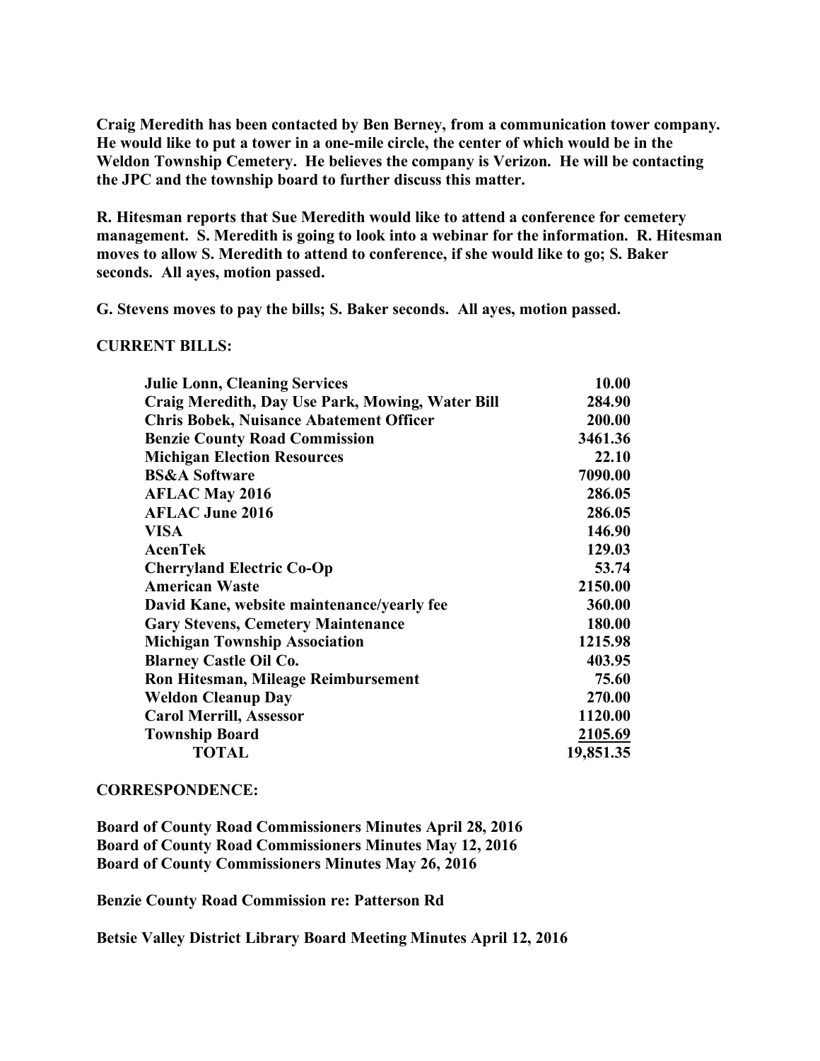**Craig Meredith has been contacted by Ben Berney, from a communication tower company. He would like to put a tower in a one-mile circle, the center of which would be in the Weldon Township Cemetery. He believes the company is Verizon. He will be contacting the JPC and the township board to further discuss this matter.**

**R. Hitesman reports that Sue Meredith would like to attend a conference for cemetery management. S. Meredith is going to look into a webinar for the information. R. Hitesman moves to allow S. Meredith to attend to conference, if she would like to go; S. Baker seconds. All ayes, motion passed.**

**G. Stevens moves to pay the bills; S. Baker seconds. All ayes, motion passed.**

**CURRENT BILLS:**

| | |
|---|---|
| **Julie Lonn, Cleaning Services** | **10.00** |
| **Craig Meredith, Day Use Park, Mowing, Water Bill** | **284.90** |
| **Chris Bobek, Nuisance Abatement Officer** | **200.00** |
| **Benzie County Road Commission** | **3461.36** |
| **Michigan Election Resources** | **22.10** |
| **BS&A Software** | **7090.00** |
| **AFLAC May 2016** | **286.05** |
| **AFLAC June 2016** | **286.05** |
| **VISA** | **146.90** |
| **AcenTek** | **129.03** |
| **Cherryland Electric Co-Op** | **53.74** |
| **American Waste** | **2150.00** |
| **David Kane, website maintenance/yearly fee** | **360.00** |
| **Gary Stevens, Cemetery Maintenance** | **180.00** |
| **Michigan Township Association** | **1215.98** |
| **Blarney Castle Oil Co.** | **403.95** |
| **Ron Hitesman, Mileage Reimbursement** | **75.60** |
| **Weldon Cleanup Day** | **270.00** |
| **Carol Merrill, Assessor** | **1120.00** |
| **Township Board** | **2105.69** |
| **TOTAL** | **19,851.35** |

**CORRESPONDENCE:**

**Board of County Road Commissioners Minutes April 28, 2016**
**Board of County Road Commissioners Minutes May 12, 2016**
**Board of County Commissioners Minutes May 26, 2016**

**Benzie County Road Commission re: Patterson Rd**

**Betsie Valley District Library Board Meeting Minutes April 12, 2016**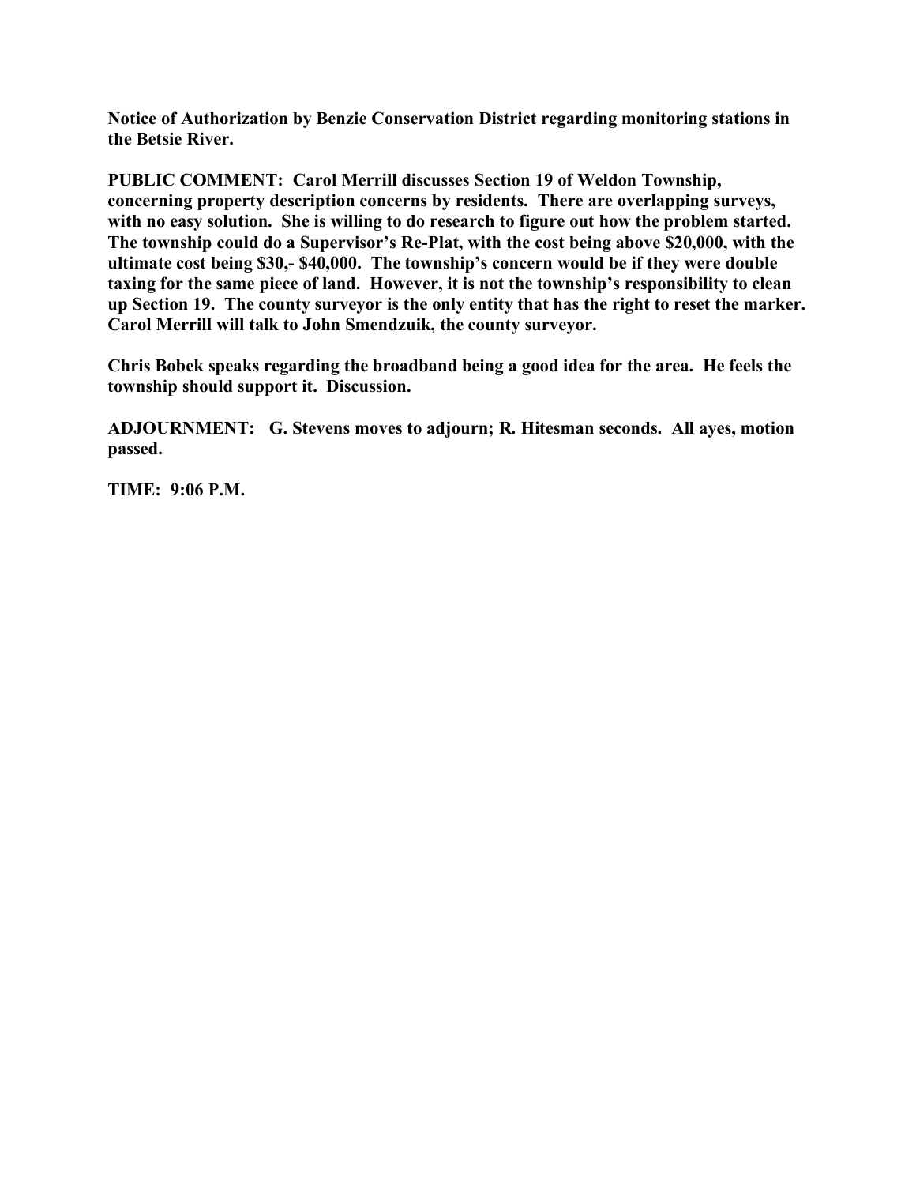**Notice of Authorization by Benzie Conservation District regarding monitoring stations in the Betsie River.**

**PUBLIC COMMENT: Carol Merrill discusses Section 19 of Weldon Township, concerning property description concerns by residents. There are overlapping surveys, with no easy solution. She is willing to do research to figure out how the problem started. The township could do a Supervisor's Re-Plat, with the cost being above $20,000, with the ultimate cost being $30,- $40,000. The township's concern would be if they were double taxing for the same piece of land. However, it is not the township's responsibility to clean up Section 19. The county surveyor is the only entity that has the right to reset the marker. Carol Merrill will talk to John Smendzuik, the county surveyor.**

**Chris Bobek speaks regarding the broadband being a good idea for the area. He feels the township should support it. Discussion.**

**ADJOURNMENT: G. Stevens moves to adjourn; R. Hitesman seconds. All ayes, motion passed.**

**TIME: 9:06 P.M.**